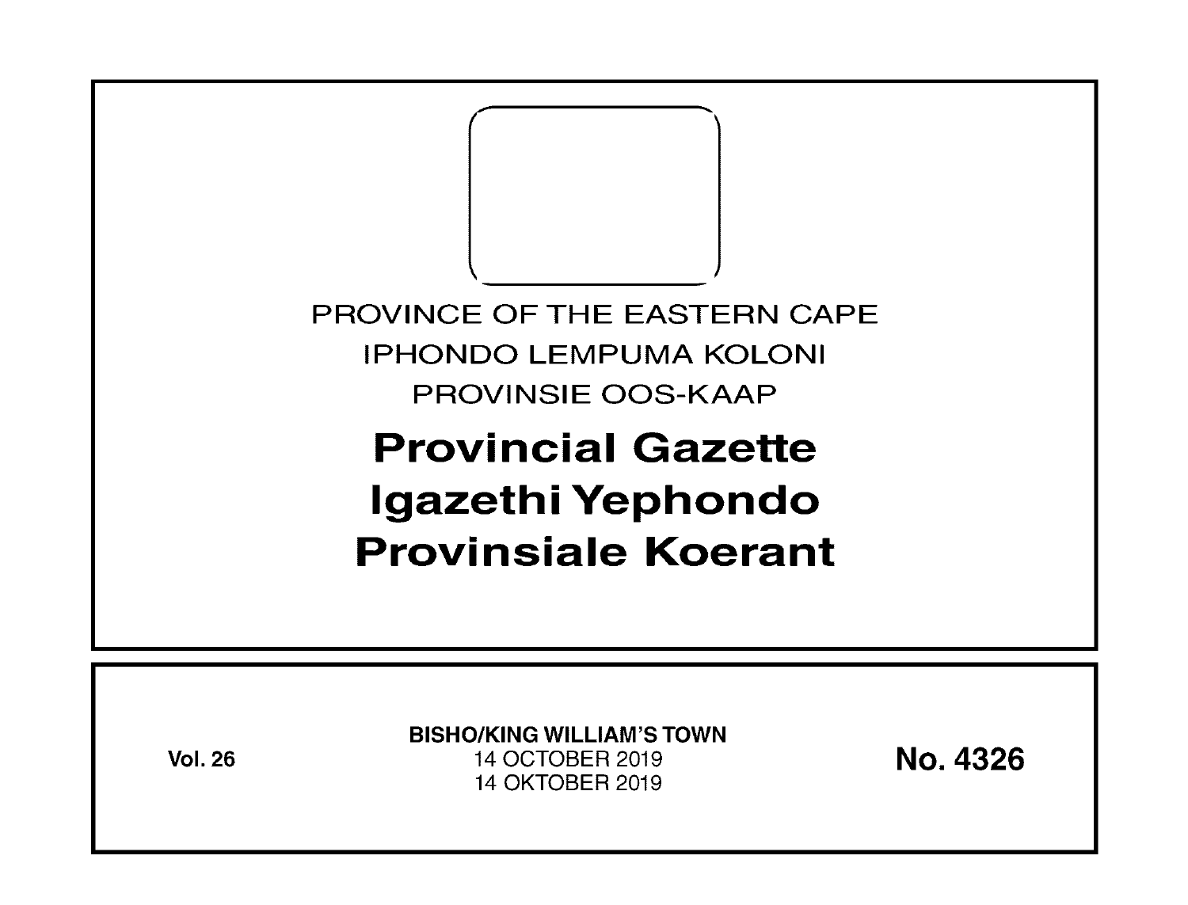PROVINCE OF THE EASTERN CAPE
IPHONDO LEMPUMA KOLONI
PROVINSIE OOS-KAAP

# Provincial Gazette
# Igazethi Yephondo
# Provinsiale Koerant

**Vol. 26**

**BISHO/KING WILLIAM'S TOWN**
14 OCTOBER 2019
14 OKTOBER 2019

**No. 4326**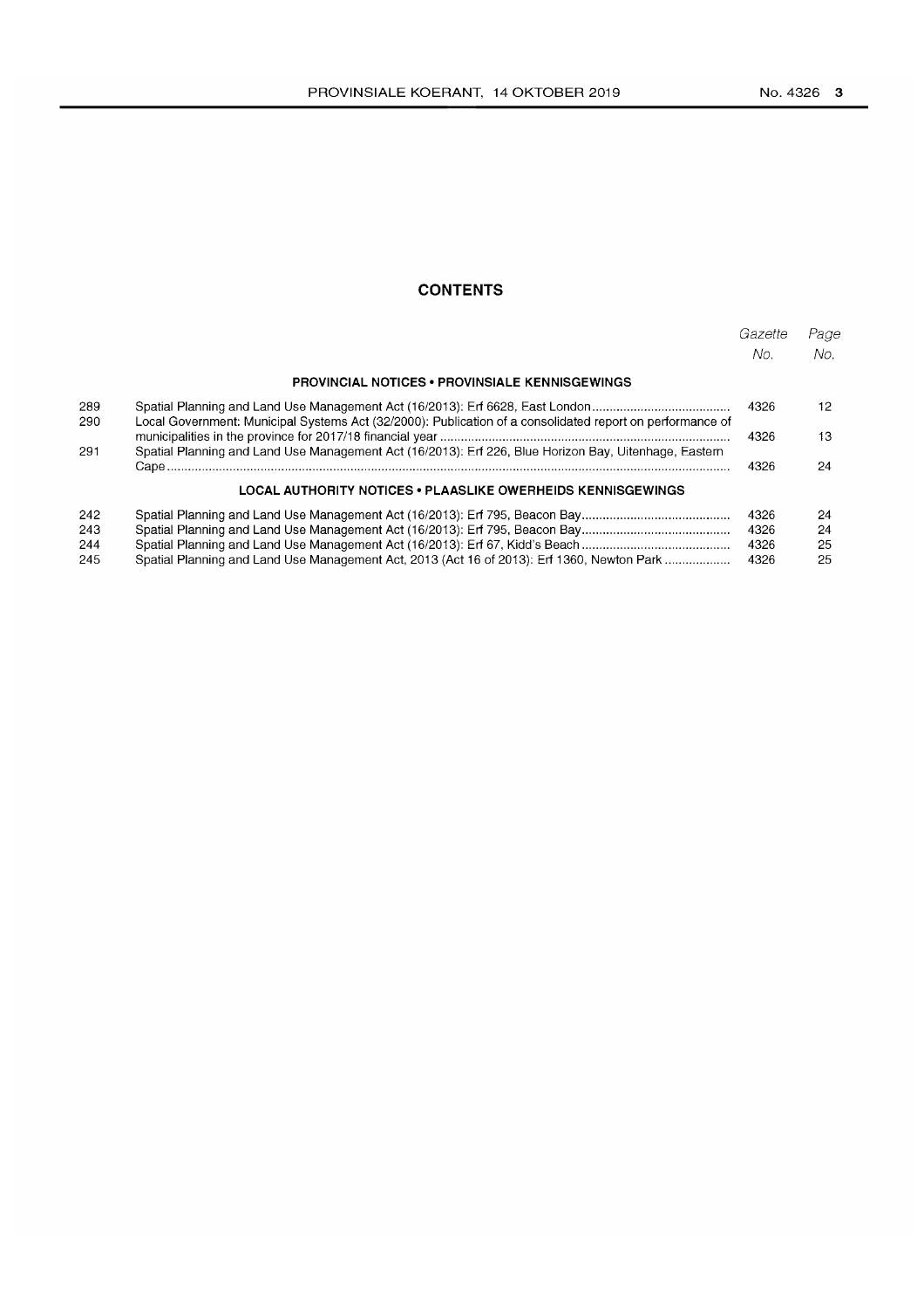## CONTENTS

| | | Gazette No. | Page No. |
|---|---|---|---|
| | **PROVINCIAL NOTICES • PROVINSIALE KENNISGEWINGS** | | |
| 289 | Spatial Planning and Land Use Management Act (16/2013): Erf 6628, East London | 4326 | 12 |
| 290 | Local Government: Municipal Systems Act (32/2000): Publication of a consolidated report on performance of municipalities in the province for 2017/18 financial year | 4326 | 13 |
| 291 | Spatial Planning and Land Use Management Act (16/2013): Erf 226, Blue Horizon Bay, Uitenhage, Eastern Cape | 4326 | 24 |
| | **LOCAL AUTHORITY NOTICES • PLAASLIKE OWERHEIDS KENNISGEWINGS** | | |
| 242 | Spatial Planning and Land Use Management Act (16/2013): Erf 795, Beacon Bay | 4326 | 24 |
| 243 | Spatial Planning and Land Use Management Act (16/2013): Erf 795, Beacon Bay | 4326 | 24 |
| 244 | Spatial Planning and Land Use Management Act (16/2013): Erf 67, Kidd's Beach | 4326 | 25 |
| 245 | Spatial Planning and Land Use Management Act, 2013 (Act 16 of 2013): Erf 1360, Newton Park | 4326 | 25 |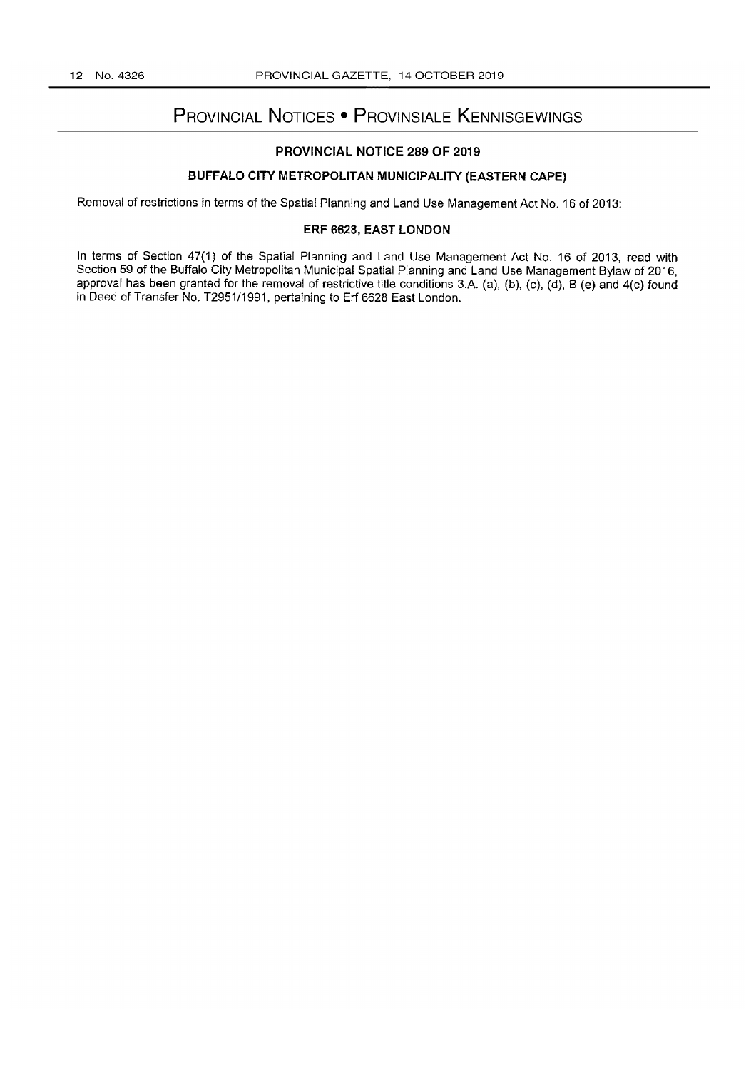# Provincial Notices • Provinsiale Kennisgewings

## PROVINCIAL NOTICE 289 OF 2019

### BUFFALO CITY METROPOLITAN MUNICIPALITY (EASTERN CAPE)

Removal of restrictions in terms of the Spatial Planning and Land Use Management Act No. 16 of 2013:

### ERF 6628, EAST LONDON

In terms of Section 47(1) of the Spatial Planning and Land Use Management Act No. 16 of 2013, read with Section 59 of the Buffalo City Metropolitan Municipal Spatial Planning and Land Use Management Bylaw of 2016, approval has been granted for the removal of restrictive title conditions 3.A. (a), (b), (c), (d), B (e) and 4(c) found in Deed of Transfer No. T2951/1991, pertaining to Erf 6628 East London.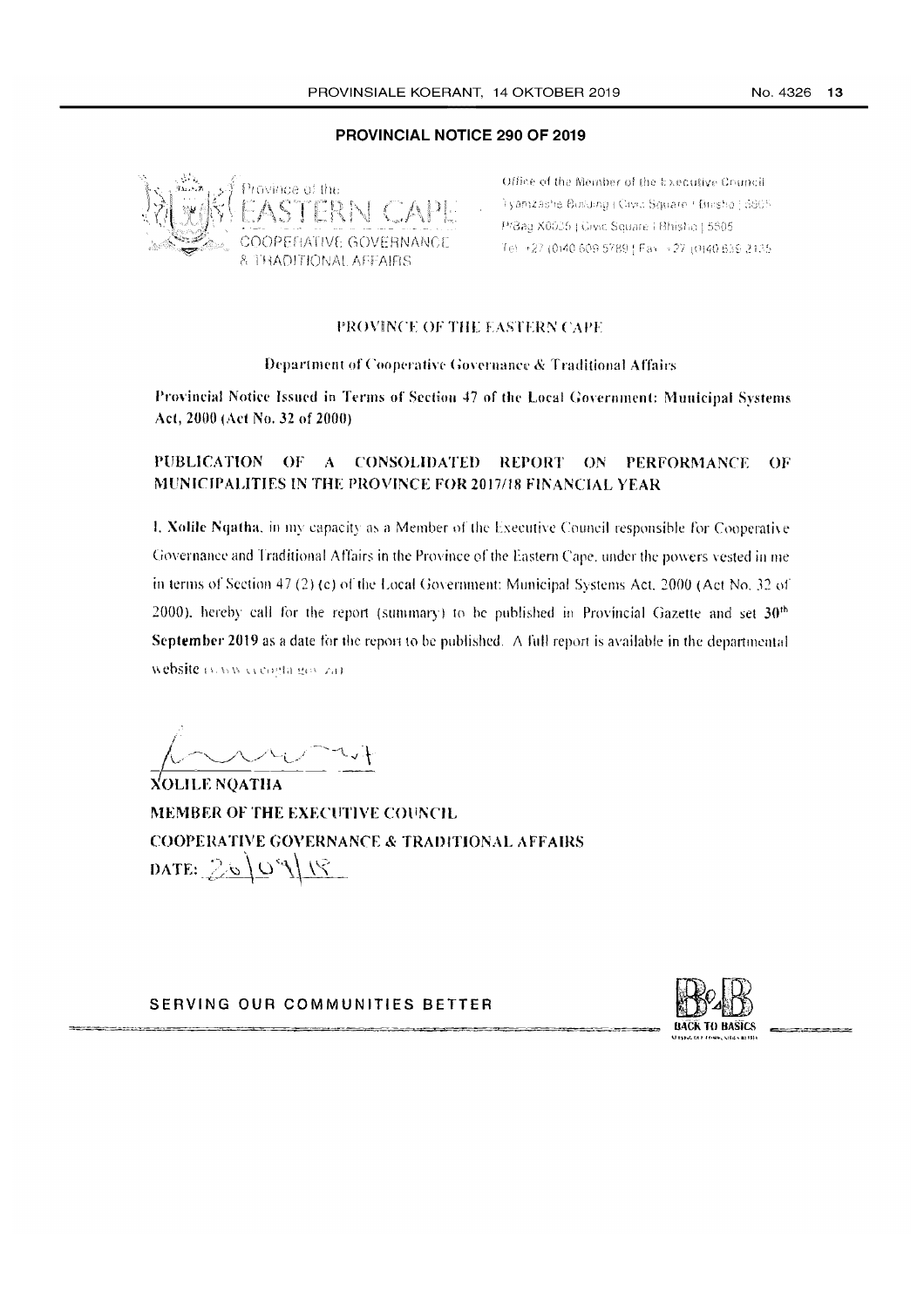## PROVINCIAL NOTICE 290 OF 2019

Province of the
EASTERN CAPE
COOPERATIVE GOVERNANCE
& TRADITIONAL AFFAIRS

Office of the Member of the Executive Council
Tyamzashe Building | Civic Square | Bhisho | 5605
P/Bag X0035 | Civic Square | Bhisho | 5605
Tel: +27 (0)40 609 5789 | Fax: +27 (0)40 639 2135

### PROVINCE OF THE EASTERN CAPE

**Department of Cooperative Governance & Traditional Affairs**

**Provincial Notice Issued in Terms of Section 47 of the Local Government: Municipal Systems Act, 2000 (Act No. 32 of 2000)**

**PUBLICATION OF A CONSOLIDATED REPORT ON PERFORMANCE OF MUNICIPALITIES IN THE PROVINCE FOR 2017/18 FINANCIAL YEAR**

I, **Xolile Nqatha**, in my capacity as a Member of the Executive Council responsible for Cooperative Governance and Traditional Affairs in the Province of the Eastern Cape, under the powers vested in me in terms of Section 47 (2) (c) of the Local Government: Municipal Systems Act, 2000 (Act No. 32 of 2000), hereby call for the report (summary) to be published in Provincial Gazette and set **30th September 2019** as a date for the report to be published. A full report is available in the departmental website www.eccogta.gov.za

**XOLILE NQATHA**
**MEMBER OF THE EXECUTIVE COUNCIL**
**COOPERATIVE GOVERNANCE & TRADITIONAL AFFAIRS**
**DATE:** 20/09/19

SERVING OUR COMMUNITIES BETTER

BACK TO BASICS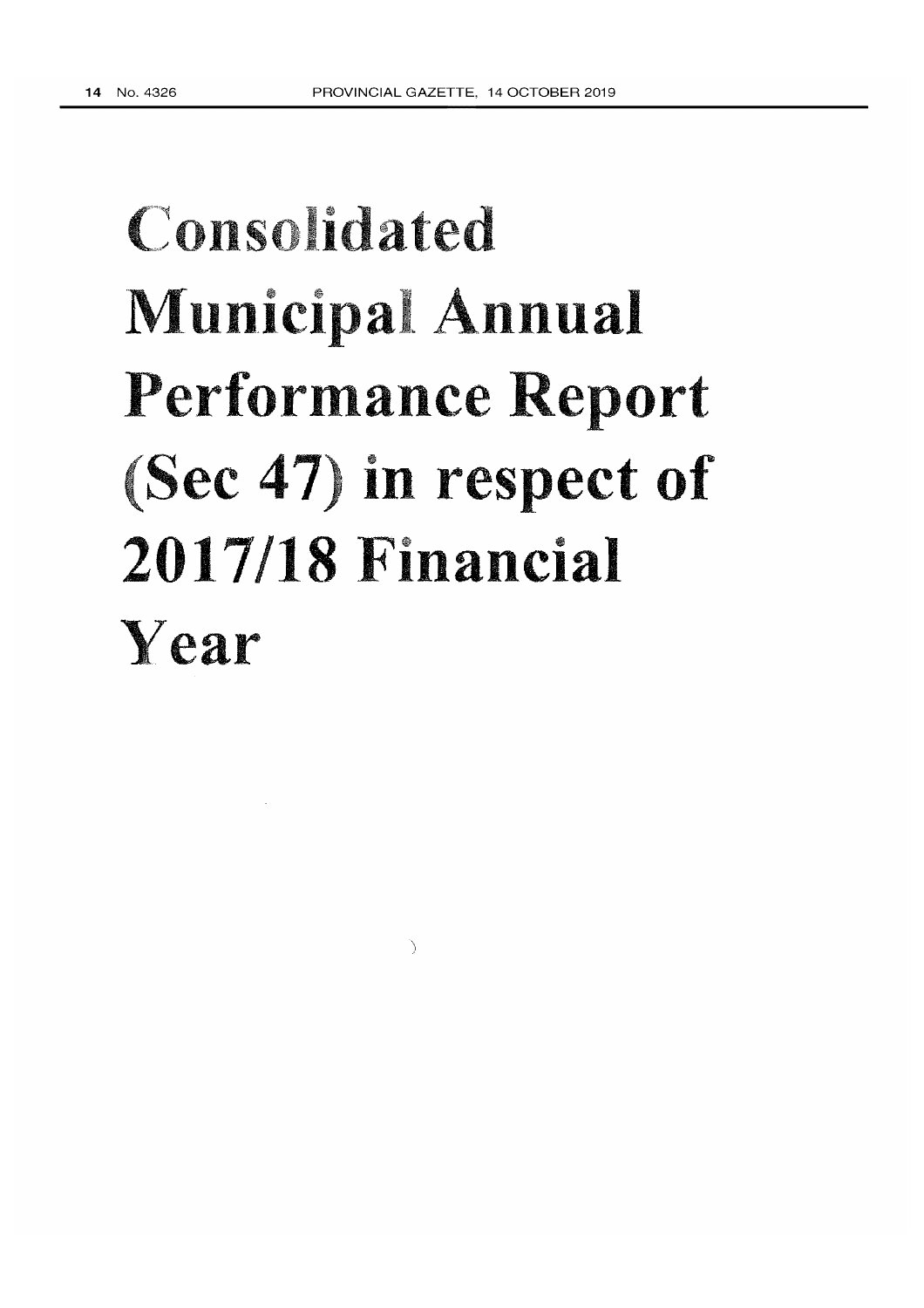# Consolidated Municipal Annual Performance Report (Sec 47) in respect of 2017/18 Financial Year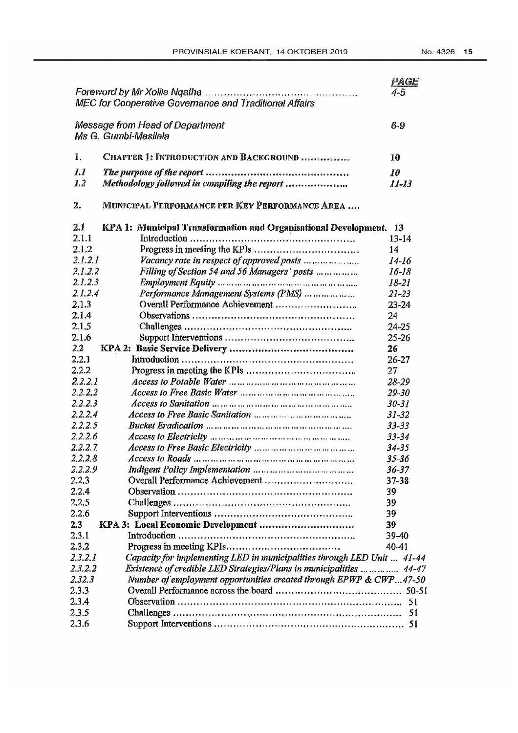| | | PAGE |
|---|---|---|
| | *Foreword by Mr Xolile Nqatha* *MEC for Cooperative Governance and Traditional Affairs* | *4-5* |
| | *Message from Head of Department* *Ms G. Gumbi-Masilela* | *6-9* |
| **1.** | **CHAPTER 1: INTRODUCTION AND BACKGROUND** | **10** |
| ***1.1*** | ***The purpose of the report*** | ***10*** |
| ***1.2*** | ***Methodology followed in compiling the report*** | ***11-13*** |
| **2.** | **MUNICIPAL PERFORMANCE PER KEY PERFORMANCE AREA** | |
| **2.1** | **KPA 1: Municipal Transformation and Organisational Development.** | **13** |
| 2.1.1 | Introduction | 13-14 |
| 2.1.2 | Progress in meeting the KPIs | 14 |
| *2.1.2.1* | *Vacancy rate in respect of approved posts* | *14-16* |
| *2.1.2.2* | *Filling of Section 54 and 56 Managers' posts* | *16-18* |
| *2.1.2.3* | *Employment Equity* | *18-21* |
| *2.1.2.4* | *Performance Management Systems (PMS)* | *21-23* |
| 2.1.3 | Overall Performance Achievement | 23-24 |
| 2.1.4 | Observations | 24 |
| 2.1.5 | Challenges | 24-25 |
| 2.1.6 | Support Interventions | 25-26 |
| **2.2** | **KPA 2: Basic Service Delivery** | **26** |
| 2.2.1 | Introduction | 26-27 |
| 2.2.2 | Progress in meeting the KPIs | 27 |
| *2.2.2.1* | *Access to Potable Water* | *28-29* |
| *2.2.2.2* | *Access to Free Basic Water* | *29-30* |
| *2.2.2.3* | *Access to Sanitation* | *30-31* |
| *2.2.2.4* | *Access to Free Basic Sanitation* | *31-32* |
| *2.2.2.5* | *Bucket Eradication* | *33-33* |
| *2.2.2.6* | *Access to Electricity* | *33-34* |
| *2.2.2.7* | *Access to Free Basic Electricity* | *34-35* |
| *2.2.2.8* | *Access to Roads* | *35-36* |
| *2.2.2.9* | *Indigent Policy Implementation* | *36-37* |
| 2.2.3 | Overall Performance Achievement | 37-38 |
| 2.2.4 | Observation | 39 |
| 2.2.5 | Challenges | 39 |
| 2.2.6 | Support Interventions | 39 |
| **2.3** | **KPA 3: Local Economic Development** | **39** |
| 2.3.1 | Introduction | 39-40 |
| 2.3.2 | Progress in meeting KPIs | 40-41 |
| *2.3.2.1* | *Capacity for implementing LED in municipalities through LED Unit* | *41-44* |
| *2.3.2.2* | *Existence of credible LED Strategies/Plans in municipalities* | *44-47* |
| *2.32.3* | *Number of employment opportunities created through EPWP & CWP* | *47-50* |
| 2.3.3 | Overall Performance across the board | 50-51 |
| 2.3.4 | Observation | 51 |
| 2.3.5 | Challenges | 51 |
| 2.3.6 | Support Interventions | 51 |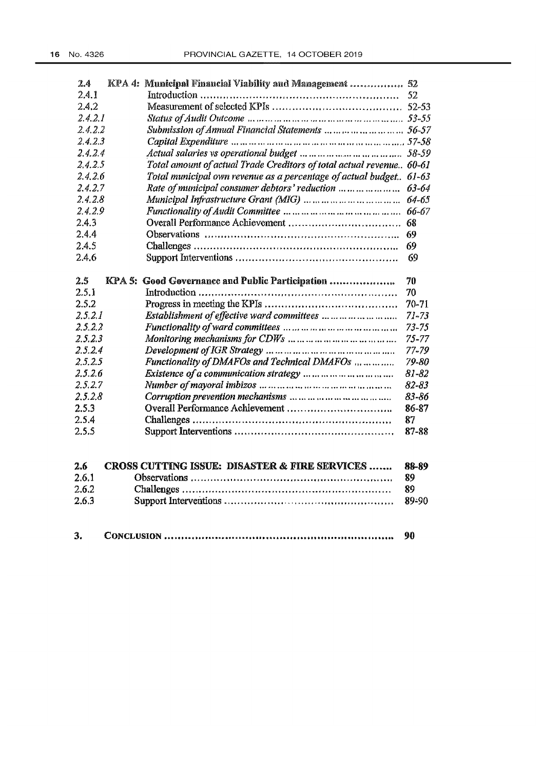| | | |
|---|---|---|
| **2.4** | **KPA 4: Municipal Financial Viability and Management** | **52** |
| 2.4.1 | Introduction | 52 |
| 2.4.2 | Measurement of selected KPIs | 52-53 |
| *2.4.2.1* | *Status of Audit Outcome* | *53-55* |
| *2.4.2.2* | *Submission of Annual Financial Statements* | *56-57* |
| *2.4.2.3* | *Capital Expenditure* | *57-58* |
| *2.4.2.4* | *Actual salaries vs operational budget* | *58-59* |
| *2.4.2.5* | *Total amount of actual Trade Creditors of total actual revenue* | *60-61* |
| *2.4.2.6* | *Total municipal own revenue as a percentage of actual budget* | *61-63* |
| *2.4.2.7* | *Rate of municipal consumer debtors' reduction* | *63-64* |
| *2.4.2.8* | *Municipal Infrastructure Grant (MIG)* | *64-65* |
| *2.4.2.9* | *Functionality of Audit Committee* | *66-67* |
| 2.4.3 | Overall Performance Achievement | 68 |
| 2.4.4 | Observations | 69 |
| 2.4.5 | Challenges | 69 |
| 2.4.6 | Support Interventions | 69 |
| **2.5** | **KPA 5: Good Governance and Public Participation** | **70** |
| 2.5.1 | Introduction | 70 |
| 2.5.2 | Progress in meeting the KPIs | 70-71 |
| *2.5.2.1* | *Establishment of effective ward committees* | *71-73* |
| *2.5.2.2* | *Functionality of ward committees* | *73-75* |
| *2.5.2.3* | *Monitoring mechanisms for CDWs* | *75-77* |
| *2.5.2.4* | *Development of IGR Strategy* | *77-79* |
| *2.5.2.5* | *Functionality of DMAFOs and Technical DMAFOs* | *79-80* |
| *2.5.2.6* | *Existence of a communication strategy* | *81-82* |
| *2.5.2.7* | *Number of mayoral imbizos* | *82-83* |
| *2.5.2.8* | *Corruption prevention mechanisms* | *83-86* |
| 2.5.3 | Overall Performance Achievement | 86-87 |
| 2.5.4 | Challenges | 87 |
| 2.5.5 | Support Interventions | 87-88 |
| **2.6** | **CROSS CUTTING ISSUE: DISASTER & FIRE SERVICES** | **88-89** |
| 2.6.1 | Observations | 89 |
| 2.6.2 | Challenges | 89 |
| 2.6.3 | Support Interventions | 89-90 |
| **3.** | **CONCLUSION** | **90** |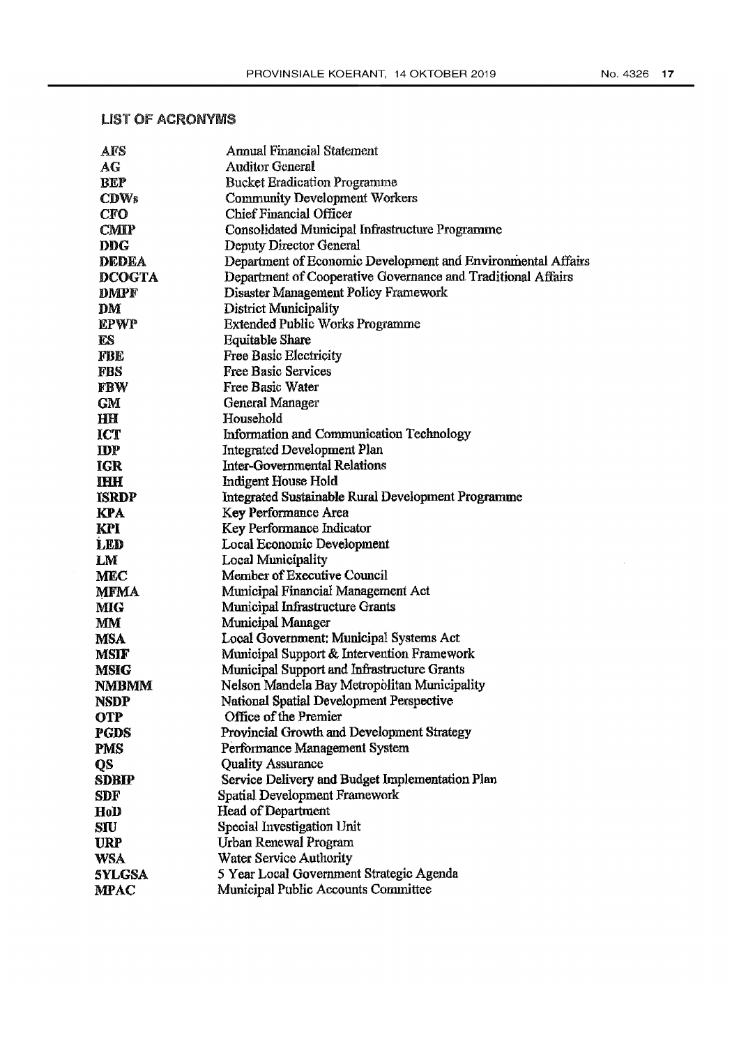## LIST OF ACRONYMS

| | |
|---|---|
| **AFS** | Annual Financial Statement |
| **AG** | Auditor General |
| **BEP** | Bucket Eradication Programme |
| **CDWs** | Community Development Workers |
| **CFO** | Chief Financial Officer |
| **CMIP** | Consolidated Municipal Infrastructure Programme |
| **DDG** | Deputy Director General |
| **DEDEA** | Department of Economic Development and Environmental Affairs |
| **DCOGTA** | Department of Cooperative Governance and Traditional Affairs |
| **DMPF** | Disaster Management Policy Framework |
| **DM** | District Municipality |
| **EPWP** | Extended Public Works Programme |
| **ES** | Equitable Share |
| **FBE** | Free Basic Electricity |
| **FBS** | Free Basic Services |
| **FBW** | Free Basic Water |
| **GM** | General Manager |
| **HH** | Household |
| **ICT** | Information and Communication Technology |
| **IDP** | Integrated Development Plan |
| **IGR** | Inter-Governmental Relations |
| **IHH** | Indigent House Hold |
| **ISRDP** | Integrated Sustainable Rural Development Programme |
| **KPA** | Key Performance Area |
| **KPI** | Key Performance Indicator |
| **LED** | Local Economic Development |
| **LM** | Local Municipality |
| **MEC** | Member of Executive Council |
| **MFMA** | Municipal Financial Management Act |
| **MIG** | Municipal Infrastructure Grants |
| **MM** | Municipal Manager |
| **MSA** | Local Government: Municipal Systems Act |
| **MSIF** | Municipal Support & Intervention Framework |
| **MSIG** | Municipal Support and Infrastructure Grants |
| **NMBMM** | Nelson Mandela Bay Metropolitan Municipality |
| **NSDP** | National Spatial Development Perspective |
| **OTP** | Office of the Premier |
| **PGDS** | Provincial Growth and Development Strategy |
| **PMS** | Performance Management System |
| **QS** | Quality Assurance |
| **SDBIP** | Service Delivery and Budget Implementation Plan |
| **SDF** | Spatial Development Framework |
| **HoD** | Head of Department |
| **SIU** | Special Investigation Unit |
| **URP** | Urban Renewal Program |
| **WSA** | Water Service Authority |
| **5YLGSA** | 5 Year Local Government Strategic Agenda |
| **MPAC** | Municipal Public Accounts Committee |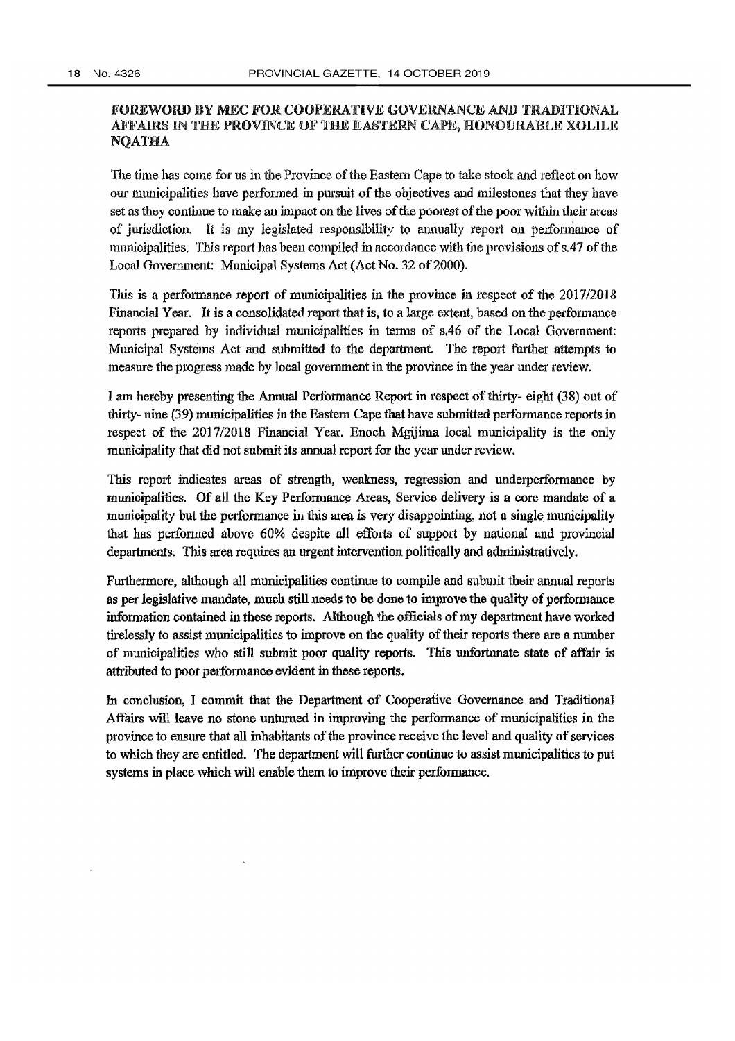## FOREWORD BY MEC FOR COOPERATIVE GOVERNANCE AND TRADITIONAL AFFAIRS IN THE PROVINCE OF THE EASTERN CAPE, HONOURABLE XOLILE NQATHA

The time has come for us in the Province of the Eastern Cape to take stock and reflect on how our municipalities have performed in pursuit of the objectives and milestones that they have set as they continue to make an impact on the lives of the poorest of the poor within their areas of jurisdiction. It is my legislated responsibility to annually report on performance of municipalities. This report has been compiled in accordance with the provisions of s.47 of the Local Government: Municipal Systems Act (Act No. 32 of 2000).

This is a performance report of municipalities in the province in respect of the 2017/2018 Financial Year. It is a consolidated report that is, to a large extent, based on the performance reports prepared by individual municipalities in terms of s.46 of the Local Government: Municipal Systems Act and submitted to the department. The report further attempts to measure the progress made by local government in the province in the year under review.

I am hereby presenting the Annual Performance Report in respect of thirty- eight (38) out of thirty- nine (39) municipalities in the Eastern Cape that have submitted performance reports in respect of the 2017/2018 Financial Year. Enoch Mgijima local municipality is the only municipality that did not submit its annual report for the year under review.

This report indicates areas of strength, weakness, regression and underperformance by municipalities. Of all the Key Performance Areas, Service delivery is a core mandate of a municipality but the performance in this area is very disappointing, not a single municipality that has performed above 60% despite all efforts of support by national and provincial departments. This area requires an urgent intervention politically and administratively.

Furthermore, although all municipalities continue to compile and submit their annual reports as per legislative mandate, much still needs to be done to improve the quality of performance information contained in these reports. Although the officials of my department have worked tirelessly to assist municipalities to improve on the quality of their reports there are a number of municipalities who still submit poor quality reports. This unfortunate state of affair is attributed to poor performance evident in these reports.

In conclusion, I commit that the Department of Cooperative Governance and Traditional Affairs will leave no stone unturned in improving the performance of municipalities in the province to ensure that all inhabitants of the province receive the level and quality of services to which they are entitled. The department will further continue to assist municipalities to put systems in place which will enable them to improve their performance.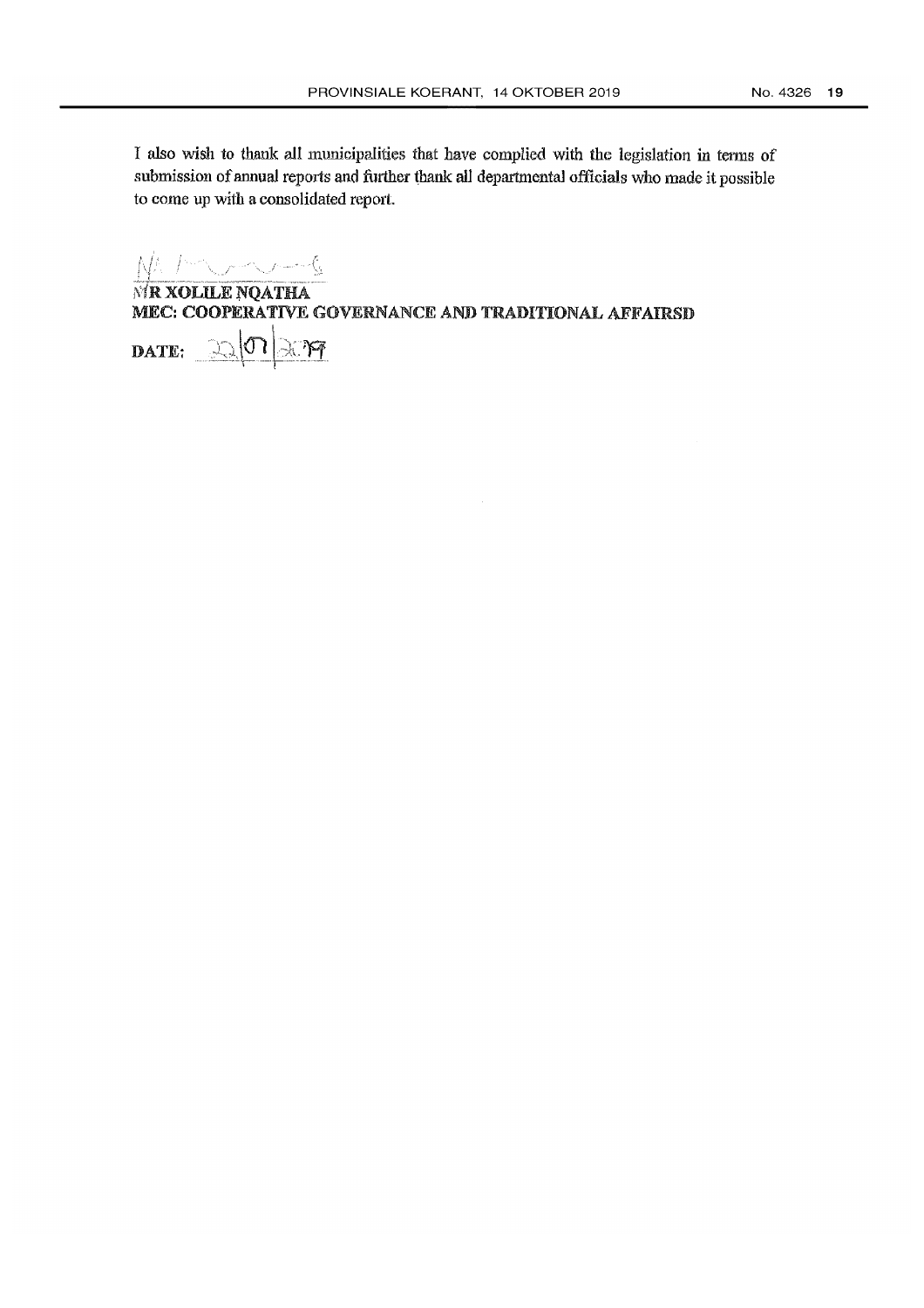I also wish to thank all municipalities that have complied with the legislation in terms of submission of annual reports and further thank all departmental officials who made it possible to come up with a consolidated report.

**MR XOLILE NQATHA**
**MEC: COOPERATIVE GOVERNANCE AND TRADITIONAL AFFAIRSD**

**DATE:** 22/07/2019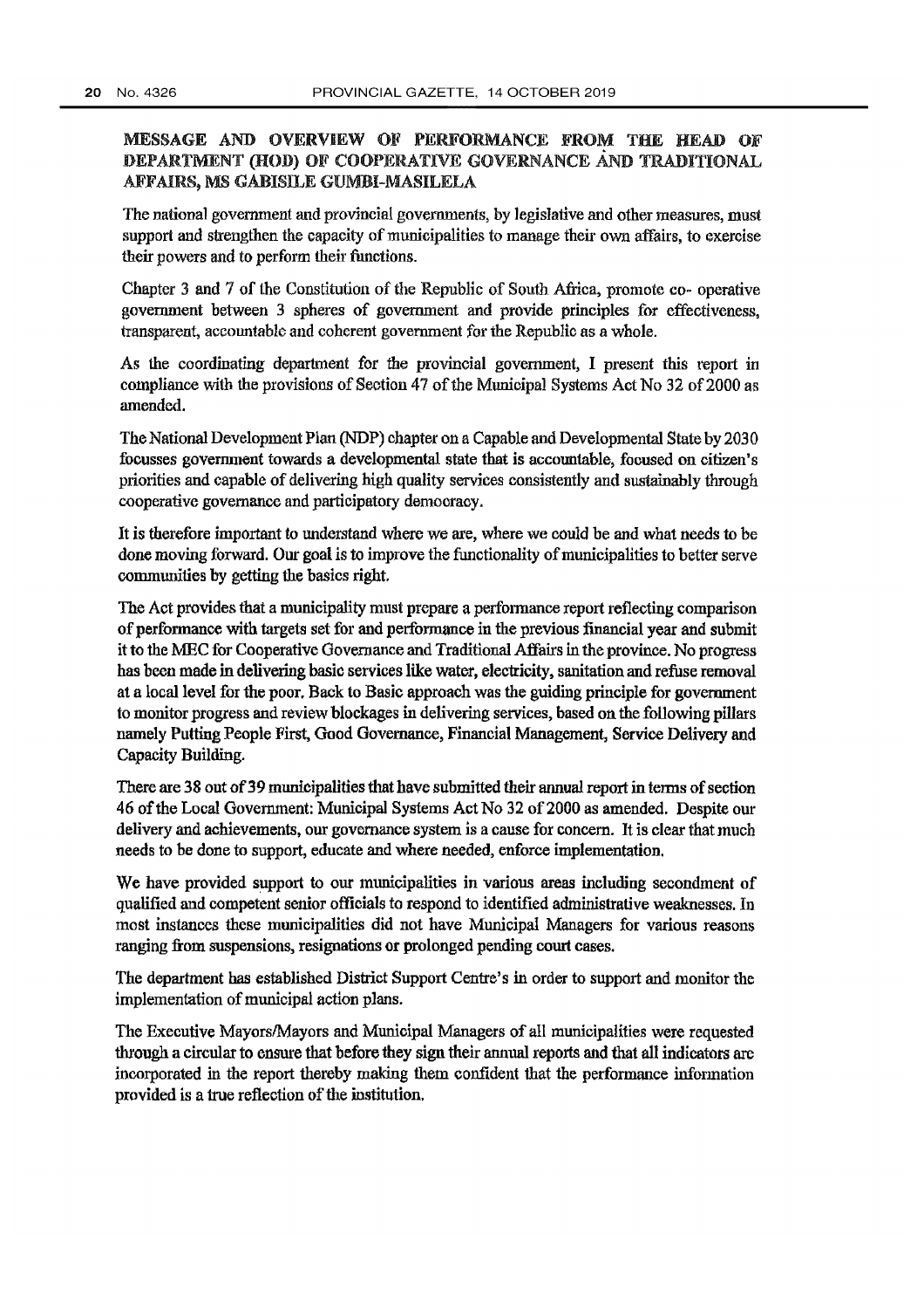## MESSAGE AND OVERVIEW OF PERFORMANCE FROM THE HEAD OF DEPARTMENT (HOD) OF COOPERATIVE GOVERNANCE ÀND TRADITIONAL AFFAIRS, MS GABISILE GUMBI-MASILELA

The national government and provincial governments, by legislative and other measures, must support and strengthen the capacity of municipalities to manage their own affairs, to exercise their powers and to perform their functions.

Chapter 3 and 7 of the Constitution of the Republic of South Africa, promote co- operative government between 3 spheres of government and provide principles for effectiveness, transparent, accountable and coherent government for the Republic as a whole.

As the coordinating department for the provincial government, I present this report in compliance with the provisions of Section 47 of the Municipal Systems Act No 32 of 2000 as amended.

The National Development Plan (NDP) chapter on a Capable and Developmental State by 2030 focusses government towards a developmental state that is accountable, focused on citizen's priorities and capable of delivering high quality services consistently and sustainably through cooperative governance and participatory democracy.

It is therefore important to understand where we are, where we could be and what needs to be done moving forward. Our goal is to improve the functionality of municipalities to better serve communities by getting the basics right.

The Act provides that a municipality must prepare a performance report reflecting comparison of performance with targets set for and performance in the previous financial year and submit it to the MEC for Cooperative Governance and Traditional Affairs in the province. No progress has been made in delivering basic services like water, electricity, sanitation and refuse removal at a local level for the poor. Back to Basic approach was the guiding principle for government to monitor progress and review blockages in delivering services, based on the following pillars namely Putting People First, Good Governance, Financial Management, Service Delivery and Capacity Building.

There are 38 out of 39 municipalities that have submitted their annual report in terms of section 46 of the Local Government: Municipal Systems Act No 32 of 2000 as amended. Despite our delivery and achievements, our governance system is a cause for concern. It is clear that much needs to be done to support, educate and where needed, enforce implementation.

We have provided support to our municipalities in various areas including secondment of qualified and competent senior officials to respond to identified administrative weaknesses. In most instances these municipalities did not have Municipal Managers for various reasons ranging from suspensions, resignations or prolonged pending court cases.

The department has established District Support Centre's in order to support and monitor the implementation of municipal action plans.

The Executive Mayors/Mayors and Municipal Managers of all municipalities were requested through a circular to ensure that before they sign their annual reports and that all indicators are incorporated in the report thereby making them confident that the performance information provided is a true reflection of the institution.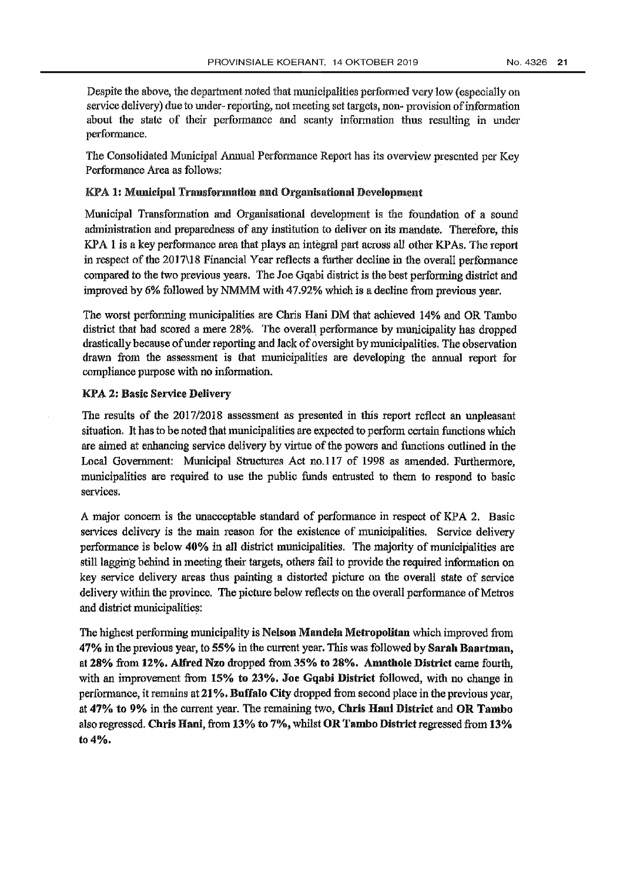Despite the above, the department noted that municipalities performed very low (especially on service delivery) due to under- reporting, not meeting set targets, non- provision of information about the state of their performance and scanty information thus resulting in under performance.

The Consolidated Municipal Annual Performance Report has its overview presented per Key Performance Area as follows:

**KPA 1: Municipal Transformation and Organisational Development**

Municipal Transformation and Organisational development is the foundation of a sound administration and preparedness of any institution to deliver on its mandate. Therefore, this KPA 1 is a key performance area that plays an integral part across all other KPAs. The report in respect of the 2017\18 Financial Year reflects a further decline in the overall performance compared to the two previous years. The Joe Gqabi district is the best performing district and improved by 6% followed by NMMM with 47.92% which is a decline from previous year.

The worst performing municipalities are Chris Hani DM that achieved 14% and OR Tambo district that had scored a mere 28%. The overall performance by municipality has dropped drastically because of under reporting and lack of oversight by municipalities. The observation drawn from the assessment is that municipalities are developing the annual report for compliance purpose with no information.

**KPA 2: Basic Service Delivery**

The results of the 2017/2018 assessment as presented in this report reflect an unpleasant situation. It has to be noted that municipalities are expected to perform certain functions which are aimed at enhancing service delivery by virtue of the powers and functions outlined in the Local Government: Municipal Structures Act no.117 of 1998 as amended. Furthermore, municipalities are required to use the public funds entrusted to them to respond to basic services.

A major concern is the unacceptable standard of performance in respect of KPA 2. Basic services delivery is the main reason for the existence of municipalities. Service delivery performance is below **40%** in all district municipalities. The majority of municipalities are still lagging behind in meeting their targets, others fail to provide the required information on key service delivery areas thus painting a distorted picture on the overall state of service delivery within the province. The picture below reflects on the overall performance of Metros and district municipalities:

The highest performing municipality is **Nelson Mandela Metropolitan** which improved from **47%** in the previous year, to **55%** in the current year. This was followed by **Sarah Baartman,** at **28%** from **12%. Alfred Nzo** dropped from **35% to 28%. Amathole District** came fourth, with an improvement from **15% to 23%. Joe Gqabi District** followed, with no change in performance, it remains at **21%. Buffalo City** dropped from second place in the previous year, at **47% to 9%** in the current year. The remaining two, **Chris Hani District** and **OR Tambo** also regressed. **Chris Hani,** from **13% to 7%,** whilst **OR Tambo District** regressed from **13% to 4%.**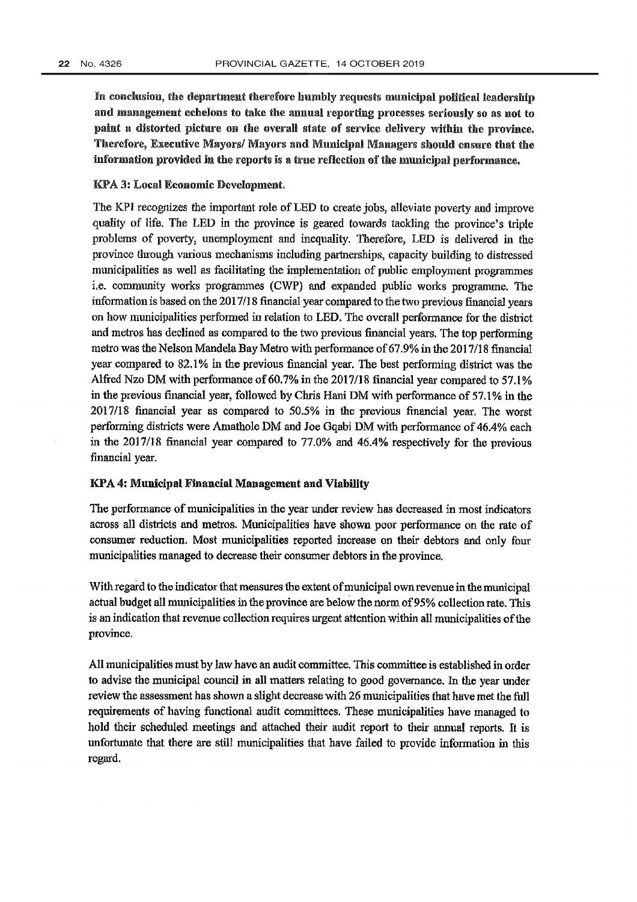**In conclusion, the department therefore humbly requests municipal political leadership and management echelons to take the annual reporting processes seriously so as not to paint a distorted picture on the overall state of service delivery within the province. Therefore, Executive Mayors/ Mayors and Municipal Managers should ensure that the information provided in the reports is a true reflection of the municipal performance.**

**KPA 3: Local Economic Development.**

The KPI recognizes the important role of LED to create jobs, alleviate poverty and improve quality of life. The LED in the province is geared towards tackling the province's triple problems of poverty, unemployment and inequality. Therefore, LED is delivered in the province through various mechanisms including partnerships, capacity building to distressed municipalities as well as facilitating the implementation of public employment programmes i.e. community works programmes (CWP) and expanded public works programme. The information is based on the 2017/18 financial year compared to the two previous financial years on how municipalities performed in relation to LED. The overall performance for the district and metros has declined as compared to the two previous financial years. The top performing metro was the Nelson Mandela Bay Metro with performance of 67.9% in the 2017/18 financial year compared to 82.1% in the previous financial year. The best performing district was the Alfred Nzo DM with performance of 60.7% in the 2017/18 financial year compared to 57.1% in the previous financial year, followed by Chris Hani DM with performance of 57.1% in the 2017/18 financial year as compared to 50.5% in the previous financial year. The worst performing districts were Amathole DM and Joe Gqabi DM with performance of 46.4% each in the 2017/18 financial year compared to 77.0% and 46.4% respectively for the previous financial year.

**KPA 4: Municipal Financial Management and Viability**

The performance of municipalities in the year under review has decreased in most indicators across all districts and metros. Municipalities have shown poor performance on the rate of consumer reduction. Most municipalities reported increase on their debtors and only four municipalities managed to decrease their consumer debtors in the province.

With regard to the indicator that measures the extent of municipal own revenue in the municipal actual budget all municipalities in the province are below the norm of 95% collection rate. This is an indication that revenue collection requires urgent attention within all municipalities of the province.

All municipalities must by law have an audit committee. This committee is established in order to advise the municipal council in all matters relating to good governance. In the year under review the assessment has shown a slight decrease with 26 municipalities that have met the full requirements of having functional audit committees. These municipalities have managed to hold their scheduled meetings and attached their audit report to their annual reports. It is unfortunate that there are still municipalities that have failed to provide information in this regard.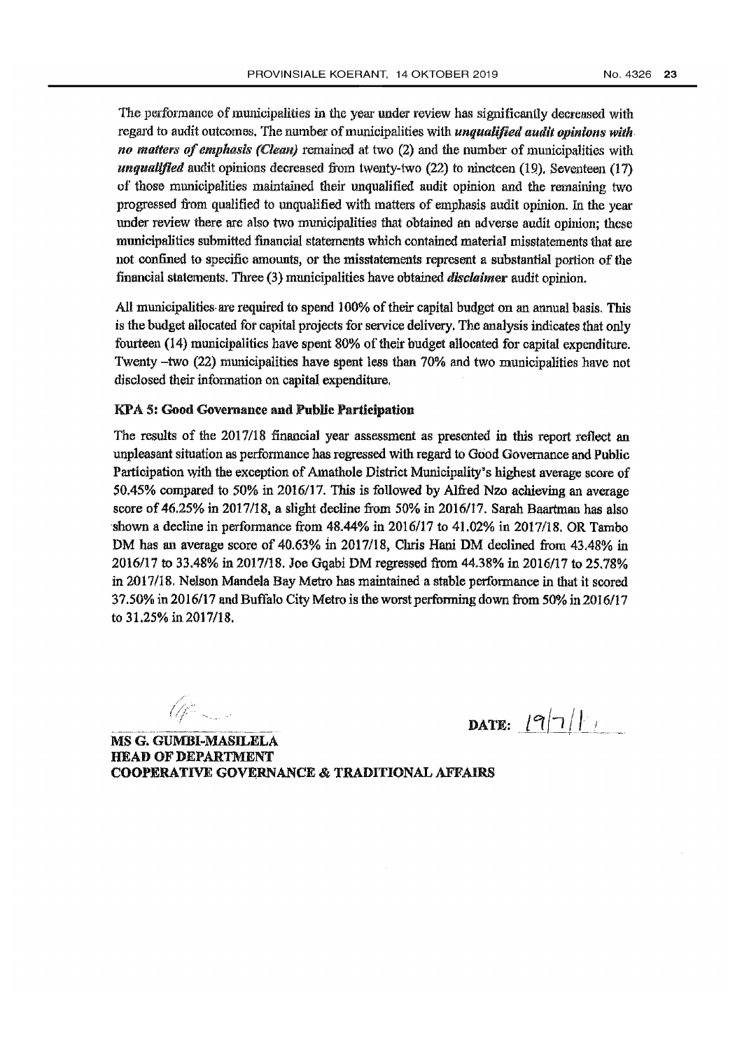The performance of municipalities in the year under review has significantly decreased with regard to audit outcomes. The number of municipalities with ***unqualified audit opinions with no matters of emphasis (Clean)*** remained at two (2) and the number of municipalities with ***unqualified*** audit opinions decreased from twenty-two (22) to nineteen (19). Seventeen (17) of those municipalities maintained their unqualified audit opinion and the remaining two progressed from qualified to unqualified with matters of emphasis audit opinion. In the year under review there are also two municipalities that obtained an adverse audit opinion; these municipalities submitted financial statements which contained material misstatements that are not confined to specific amounts, or the misstatements represent a substantial portion of the financial statements. Three (3) municipalities have obtained ***disclaimer*** audit opinion.

All municipalities are required to spend 100% of their capital budget on an annual basis. This is the budget allocated for capital projects for service delivery. The analysis indicates that only fourteen (14) municipalities have spent 80% of their budget allocated for capital expenditure. Twenty –two (22) municipalities have spent less than 70% and two municipalities have not disclosed their information on capital expenditure.

**KPA 5: Good Governance and Public Participation**

The results of the 2017/18 financial year assessment as presented in this report reflect an unpleasant situation as performance has regressed with regard to Good Governance and Public Participation with the exception of Amathole District Municipality's highest average score of 50.45% compared to 50% in 2016/17. This is followed by Alfred Nzo achieving an average score of 46.25% in 2017/18, a slight decline from 50% in 2016/17. Sarah Baartman has also shown a decline in performance from 48.44% in 2016/17 to 41.02% in 2017/18. OR Tambo DM has an average score of 40.63% in 2017/18, Chris Hani DM declined from 43.48% in 2016/17 to 33.48% in 2017/18. Joe Gqabi DM regressed from 44.38% in 2016/17 to 25.78% in 2017/18. Nelson Mandela Bay Metro has maintained a stable performance in that it scored 37.50% in 2016/17 and Buffalo City Metro is the worst performing down from 50% in 2016/17 to 31.25% in 2017/18.

DATE: 19/7/11

**MS G. GUMBI-MASILELA**
**HEAD OF DEPARTMENT**
**COOPERATIVE GOVERNANCE & TRADITIONAL AFFAIRS**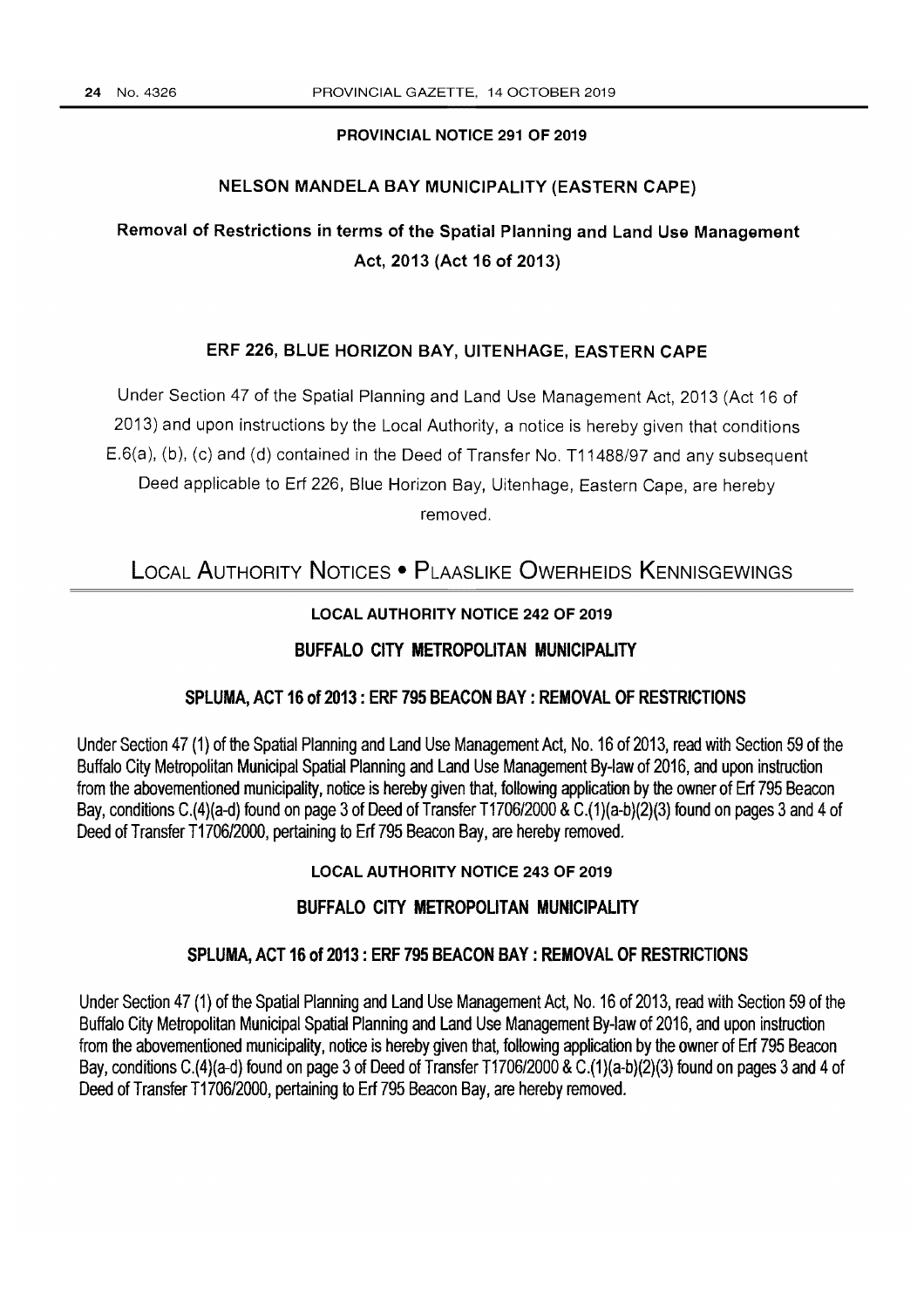## PROVINCIAL NOTICE 291 OF 2019

### NELSON MANDELA BAY MUNICIPALITY (EASTERN CAPE)

### Removal of Restrictions in terms of the Spatial Planning and Land Use Management Act, 2013 (Act 16 of 2013)

### ERF 226, BLUE HORIZON BAY, UITENHAGE, EASTERN CAPE

Under Section 47 of the Spatial Planning and Land Use Management Act, 2013 (Act 16 of 2013) and upon instructions by the Local Authority, a notice is hereby given that conditions E.6(a), (b), (c) and (d) contained in the Deed of Transfer No. T11488/97 and any subsequent Deed applicable to Erf 226, Blue Horizon Bay, Uitenhage, Eastern Cape, are hereby removed.

# LOCAL AUTHORITY NOTICES • PLAASLIKE OWERHEIDS KENNISGEWINGS

## LOCAL AUTHORITY NOTICE 242 OF 2019

### BUFFALO CITY METROPOLITAN MUNICIPALITY

### SPLUMA, ACT 16 of 2013 : ERF 795 BEACON BAY : REMOVAL OF RESTRICTIONS

Under Section 47 (1) of the Spatial Planning and Land Use Management Act, No. 16 of 2013, read with Section 59 of the Buffalo City Metropolitan Municipal Spatial Planning and Land Use Management By-law of 2016, and upon instruction from the abovementioned municipality, notice is hereby given that, following application by the owner of Erf 795 Beacon Bay, conditions C.(4)(a-d) found on page 3 of Deed of Transfer T1706/2000 & C.(1)(a-b)(2)(3) found on pages 3 and 4 of Deed of Transfer T1706/2000, pertaining to Erf 795 Beacon Bay, are hereby removed.

## LOCAL AUTHORITY NOTICE 243 OF 2019

### BUFFALO CITY METROPOLITAN MUNICIPALITY

### SPLUMA, ACT 16 of 2013 : ERF 795 BEACON BAY : REMOVAL OF RESTRICTIONS

Under Section 47 (1) of the Spatial Planning and Land Use Management Act, No. 16 of 2013, read with Section 59 of the Buffalo City Metropolitan Municipal Spatial Planning and Land Use Management By-law of 2016, and upon instruction from the abovementioned municipality, notice is hereby given that, following application by the owner of Erf 795 Beacon Bay, conditions C.(4)(a-d) found on page 3 of Deed of Transfer T1706/2000 & C.(1)(a-b)(2)(3) found on pages 3 and 4 of Deed of Transfer T1706/2000, pertaining to Erf 795 Beacon Bay, are hereby removed.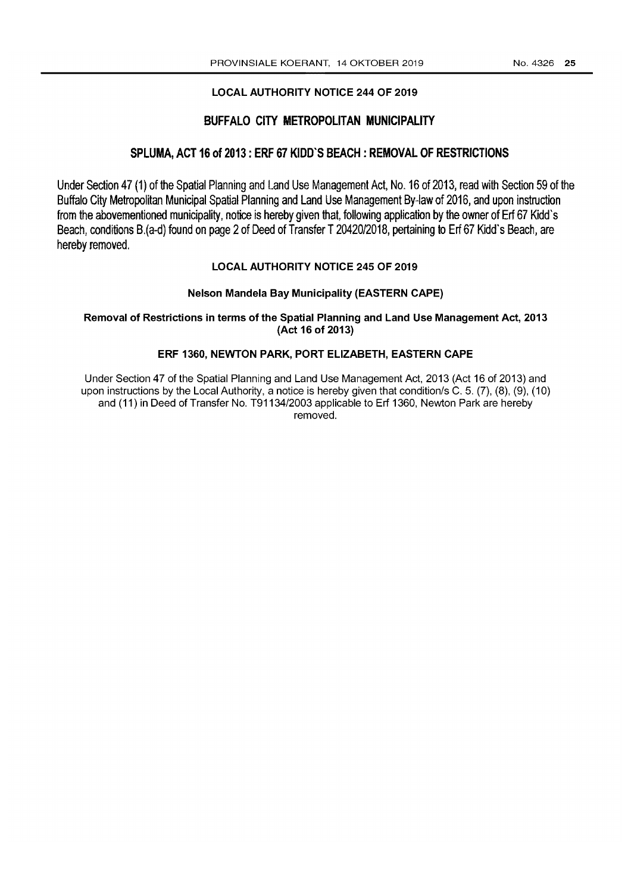## LOCAL AUTHORITY NOTICE 244 OF 2019

### BUFFALO CITY METROPOLITAN MUNICIPALITY

### SPLUMA, ACT 16 of 2013 : ERF 67 KIDD`S BEACH : REMOVAL OF RESTRICTIONS

Under Section 47 (1) of the Spatial Planning and Land Use Management Act, No. 16 of 2013, read with Section 59 of the Buffalo City Metropolitan Municipal Spatial Planning and Land Use Management By-law of 2016, and upon instruction from the abovementioned municipality, notice is hereby given that, following application by the owner of Erf 67 Kidd`s Beach, conditions B.(a-d) found on page 2 of Deed of Transfer T 20420/2018, pertaining to Erf 67 Kidd`s Beach, are hereby removed.

## LOCAL AUTHORITY NOTICE 245 OF 2019

### Nelson Mandela Bay Municipality (EASTERN CAPE)

### Removal of Restrictions in terms of the Spatial Planning and Land Use Management Act, 2013 (Act 16 of 2013)

### ERF 1360, NEWTON PARK, PORT ELIZABETH, EASTERN CAPE

Under Section 47 of the Spatial Planning and Land Use Management Act, 2013 (Act 16 of 2013) and upon instructions by the Local Authority, a notice is hereby given that condition/s C. 5. (7), (8), (9), (10) and (11) in Deed of Transfer No. T91134/2003 applicable to Erf 1360, Newton Park are hereby removed.